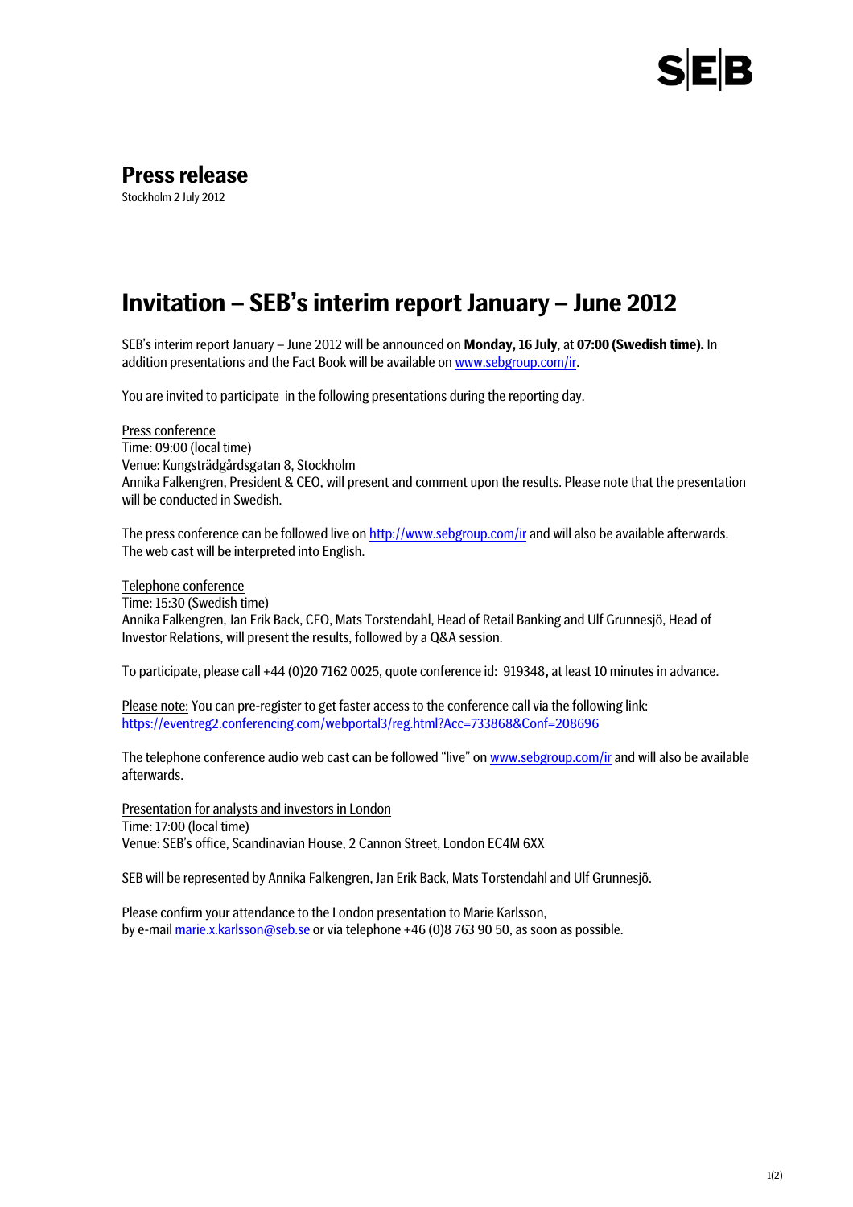SEB

# Press release

Stockholm 2 July 2012

## Invitation – SEB's interim report January – June 2012

SEB's interim report January – June 2012 will be announced on **Monday, 16 July**, at **07:00 (Swedish time).** In addition presentations and the Fact Book will be available on www.sebgroup.com/ir.

You are invited to participate in the following presentations during the reporting day.

Press conference
Time: 09:00 (local time)
Venue: Kungsträdgårdsgatan 8, Stockholm
Annika Falkengren, President & CEO, will present and comment upon the results. Please note that the presentation will be conducted in Swedish.

The press conference can be followed live on http://www.sebgroup.com/ir and will also be available afterwards. The web cast will be interpreted into English.

Telephone conference
Time: 15:30 (Swedish time)
Annika Falkengren, Jan Erik Back, CFO, Mats Torstendahl, Head of Retail Banking and Ulf Grunnesjö, Head of Investor Relations, will present the results, followed by a Q&A session.

To participate, please call +44 (0)20 7162 0025, quote conference id: 919348**,** at least 10 minutes in advance.

Please note: You can pre-register to get faster access to the conference call via the following link:
https://eventreg2.conferencing.com/webportal3/reg.html?Acc=733868&Conf=208696

The telephone conference audio web cast can be followed "live" on www.sebgroup.com/ir and will also be available afterwards.

Presentation for analysts and investors in London
Time: 17:00 (local time)
Venue: SEB's office, Scandinavian House, 2 Cannon Street, London EC4M 6XX

SEB will be represented by Annika Falkengren, Jan Erik Back, Mats Torstendahl and Ulf Grunnesjö.

Please confirm your attendance to the London presentation to Marie Karlsson,
by e-mail marie.x.karlsson@seb.se or via telephone +46 (0)8 763 90 50, as soon as possible.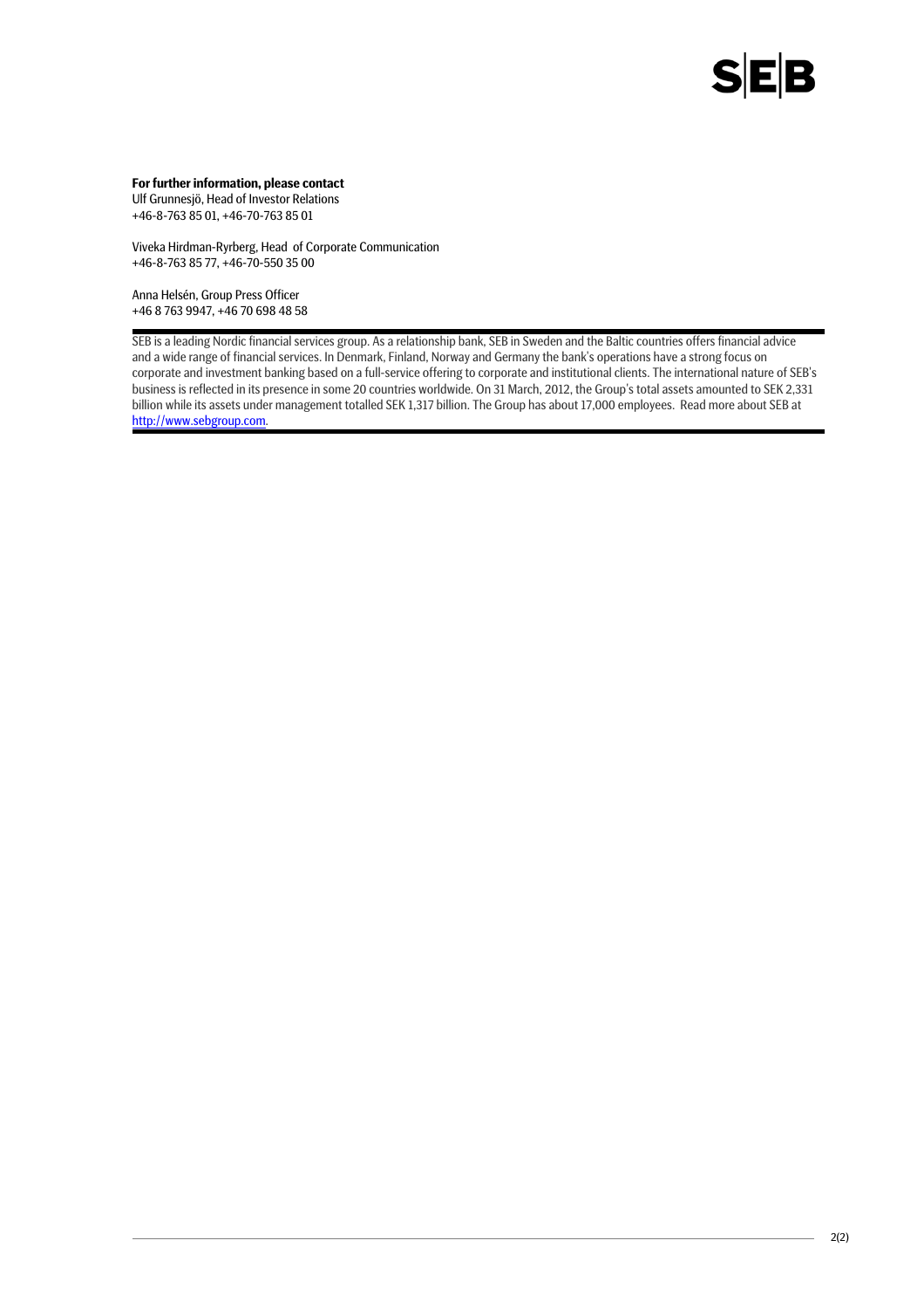**For further information, please contact**
Ulf Grunnesjö, Head of Investor Relations
+46-8-763 85 01, +46-70-763 85 01

Viveka Hirdman-Ryrberg, Head of Corporate Communication
+46-8-763 85 77, +46-70-550 35 00

Anna Helsén, Group Press Officer
+46 8 763 9947, +46 70 698 48 58

SEB is a leading Nordic financial services group. As a relationship bank, SEB in Sweden and the Baltic countries offers financial advice and a wide range of financial services. In Denmark, Finland, Norway and Germany the bank's operations have a strong focus on corporate and investment banking based on a full-service offering to corporate and institutional clients. The international nature of SEB's business is reflected in its presence in some 20 countries worldwide. On 31 March, 2012, the Group's total assets amounted to SEK 2,331 billion while its assets under management totalled SEK 1,317 billion. The Group has about 17,000 employees. Read more about SEB at http://www.sebgroup.com.